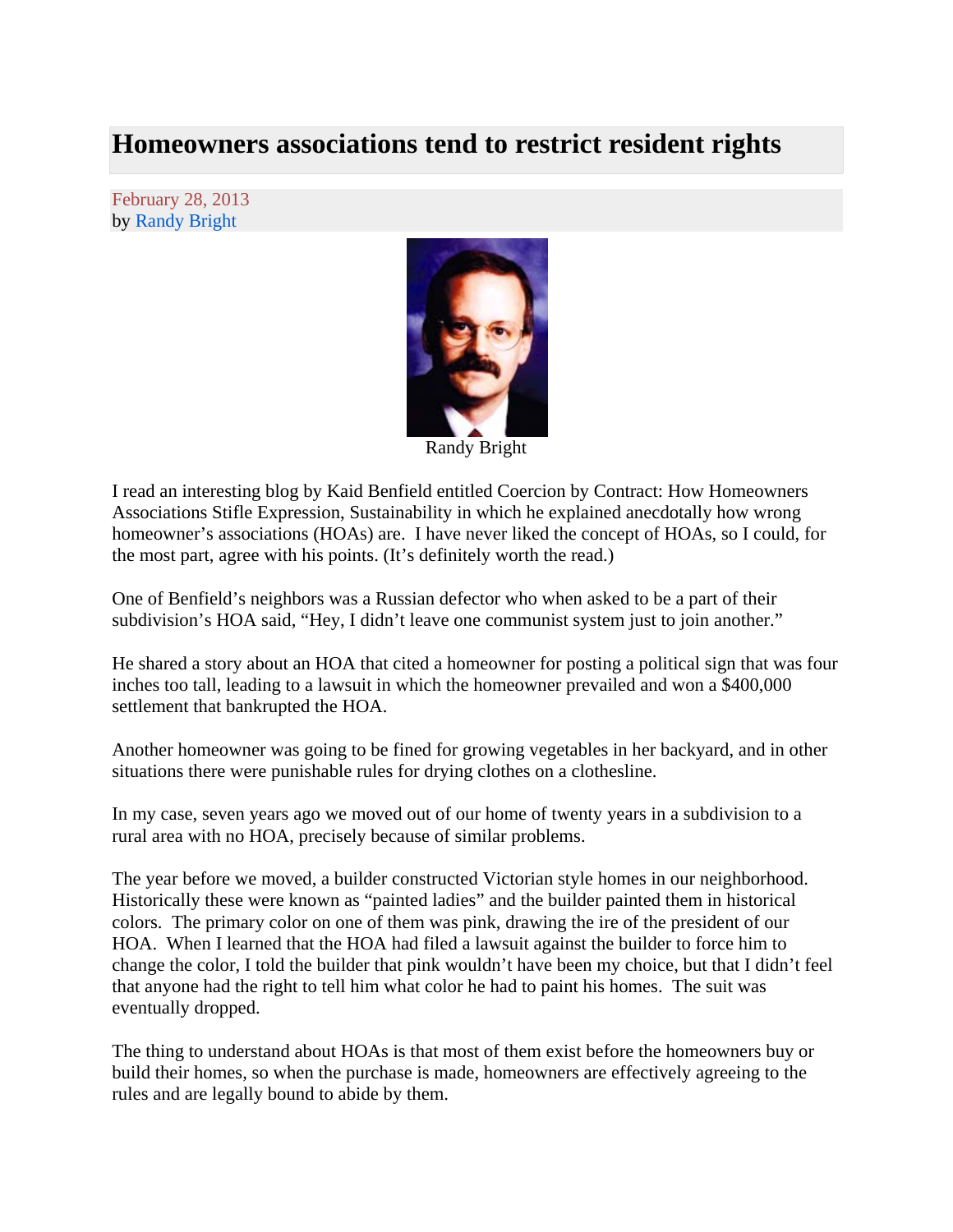# Homeowners associations tend to restrict resident rights

February 28, 2013
by Randy Bright

Randy Bright

I read an interesting blog by Kaid Benfield entitled Coercion by Contract: How Homeowners Associations Stifle Expression, Sustainability in which he explained anecdotally how wrong homeowner's associations (HOAs) are. I have never liked the concept of HOAs, so I could, for the most part, agree with his points. (It's definitely worth the read.)

One of Benfield's neighbors was a Russian defector who when asked to be a part of their subdivision's HOA said, "Hey, I didn't leave one communist system just to join another."

He shared a story about an HOA that cited a homeowner for posting a political sign that was four inches too tall, leading to a lawsuit in which the homeowner prevailed and won a $400,000 settlement that bankrupted the HOA.

Another homeowner was going to be fined for growing vegetables in her backyard, and in other situations there were punishable rules for drying clothes on a clothesline.

In my case, seven years ago we moved out of our home of twenty years in a subdivision to a rural area with no HOA, precisely because of similar problems.

The year before we moved, a builder constructed Victorian style homes in our neighborhood. Historically these were known as "painted ladies" and the builder painted them in historical colors. The primary color on one of them was pink, drawing the ire of the president of our HOA. When I learned that the HOA had filed a lawsuit against the builder to force him to change the color, I told the builder that pink wouldn't have been my choice, but that I didn't feel that anyone had the right to tell him what color he had to paint his homes. The suit was eventually dropped.

The thing to understand about HOAs is that most of them exist before the homeowners buy or build their homes, so when the purchase is made, homeowners are effectively agreeing to the rules and are legally bound to abide by them.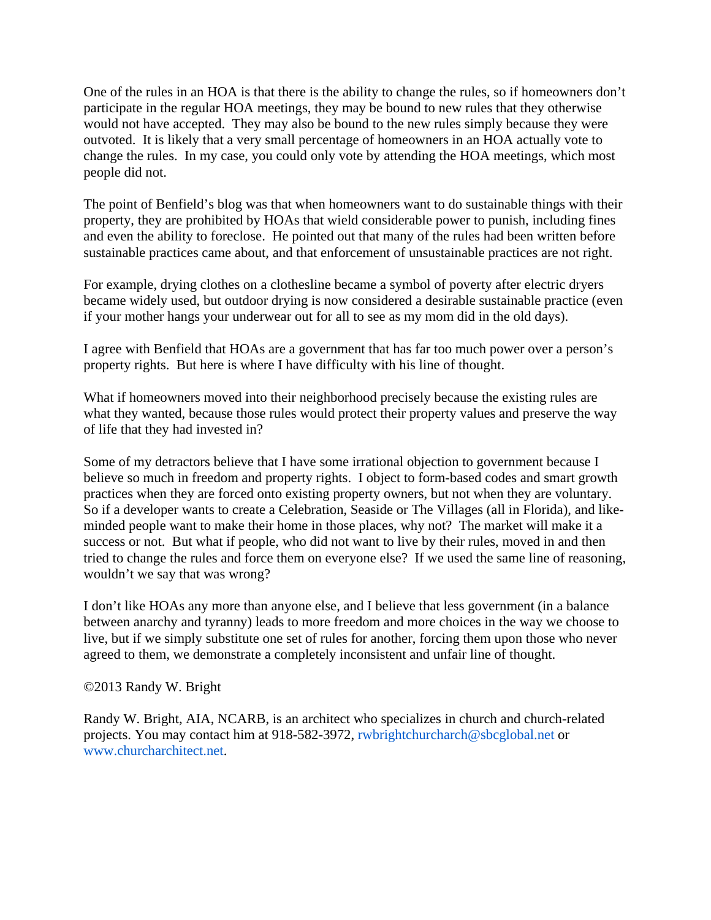One of the rules in an HOA is that there is the ability to change the rules, so if homeowners don't participate in the regular HOA meetings, they may be bound to new rules that they otherwise would not have accepted. They may also be bound to the new rules simply because they were outvoted. It is likely that a very small percentage of homeowners in an HOA actually vote to change the rules. In my case, you could only vote by attending the HOA meetings, which most people did not.

The point of Benfield's blog was that when homeowners want to do sustainable things with their property, they are prohibited by HOAs that wield considerable power to punish, including fines and even the ability to foreclose. He pointed out that many of the rules had been written before sustainable practices came about, and that enforcement of unsustainable practices are not right.

For example, drying clothes on a clothesline became a symbol of poverty after electric dryers became widely used, but outdoor drying is now considered a desirable sustainable practice (even if your mother hangs your underwear out for all to see as my mom did in the old days).

I agree with Benfield that HOAs are a government that has far too much power over a person's property rights. But here is where I have difficulty with his line of thought.

What if homeowners moved into their neighborhood precisely because the existing rules are what they wanted, because those rules would protect their property values and preserve the way of life that they had invested in?

Some of my detractors believe that I have some irrational objection to government because I believe so much in freedom and property rights. I object to form-based codes and smart growth practices when they are forced onto existing property owners, but not when they are voluntary. So if a developer wants to create a Celebration, Seaside or The Villages (all in Florida), and like-minded people want to make their home in those places, why not? The market will make it a success or not. But what if people, who did not want to live by their rules, moved in and then tried to change the rules and force them on everyone else? If we used the same line of reasoning, wouldn't we say that was wrong?

I don't like HOAs any more than anyone else, and I believe that less government (in a balance between anarchy and tyranny) leads to more freedom and more choices in the way we choose to live, but if we simply substitute one set of rules for another, forcing them upon those who never agreed to them, we demonstrate a completely inconsistent and unfair line of thought.

©2013 Randy W. Bright

Randy W. Bright, AIA, NCARB, is an architect who specializes in church and church-related projects. You may contact him at 918-582-3972, rwbrightchurcharch@sbcglobal.net or www.churcharchitect.net.